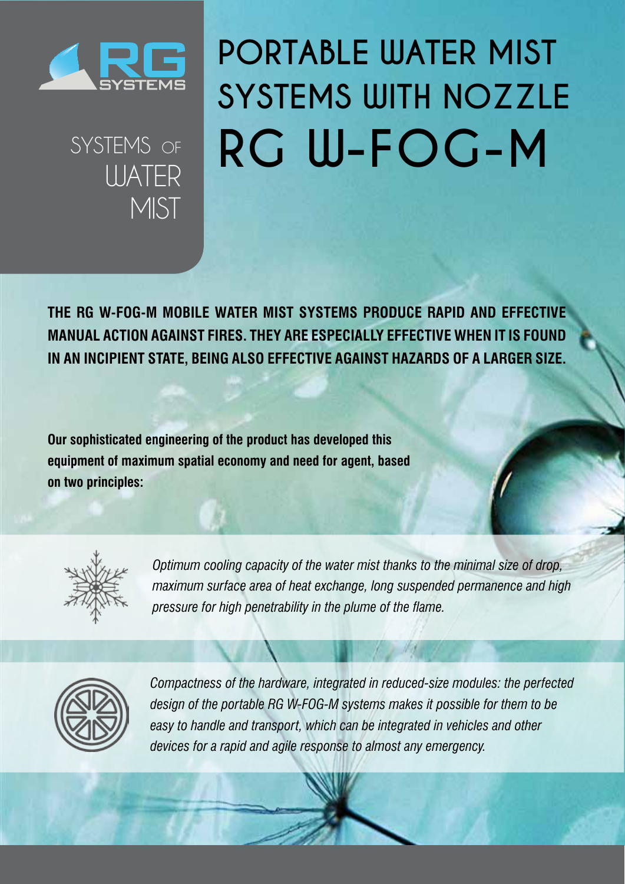RG SYSTEMS

SYSTEMS OF WATER MIST

# PORTABLE WATER MIST SYSTEMS WITH NOZZLE RG W-FOG-M

**THE RG W-FOG-M MOBILE WATER MIST SYSTEMS PRODUCE RAPID AND EFFECTIVE MANUAL ACTION AGAINST FIRES. THEY ARE ESPECIALLY EFFECTIVE WHEN IT IS FOUND IN AN INCIPIENT STATE, BEING ALSO EFFECTIVE AGAINST HAZARDS OF A LARGER SIZE.**

**Our sophisticated engineering of the product has developed this equipment of maximum spatial economy and need for agent, based on two principles:**

*Optimum cooling capacity of the water mist thanks to the minimal size of drop, maximum surface area of heat exchange, long suspended permanence and high pressure for high penetrability in the plume of the flame.*

*Compactness of the hardware, integrated in reduced-size modules: the perfected design of the portable RG W-FOG-M systems makes it possible for them to be easy to handle and transport, which can be integrated in vehicles and other devices for a rapid and agile response to almost any emergency.*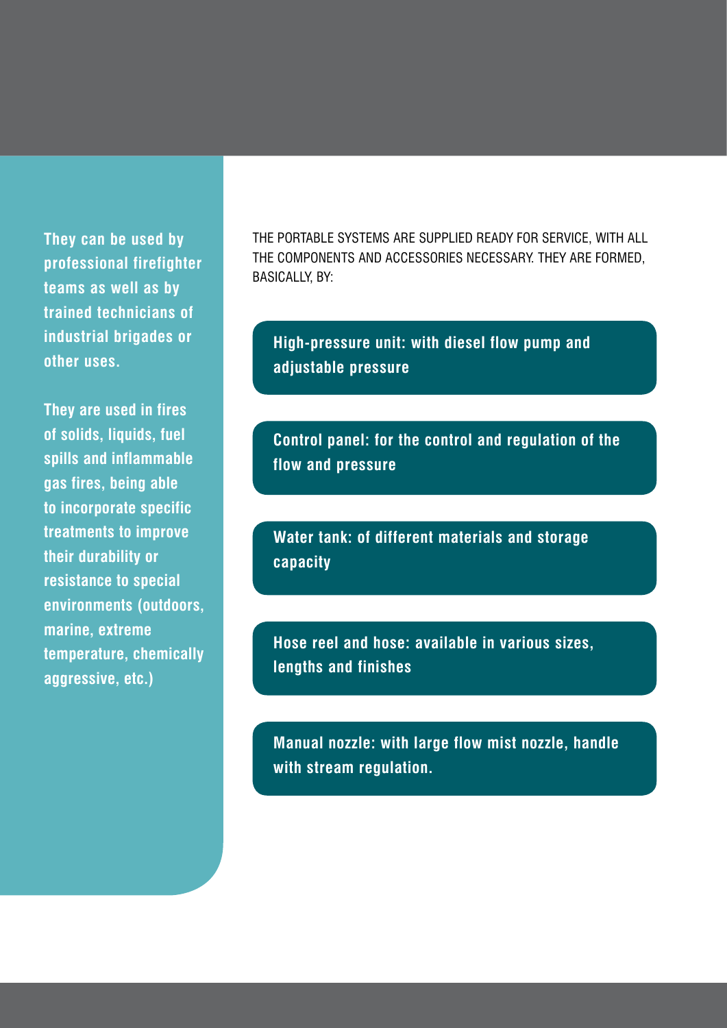**They can be used by professional firefighter teams as well as by trained technicians of industrial brigades or other uses.**

**They are used in fires of solids, liquids, fuel spills and inflammable gas fires, being able to incorporate specific treatments to improve their durability or resistance to special environments (outdoors, marine, extreme temperature, chemically aggressive, etc.)**

THE PORTABLE SYSTEMS ARE SUPPLIED READY FOR SERVICE, WITH ALL THE COMPONENTS AND ACCESSORIES NECESSARY. THEY ARE FORMED, BASICALLY, BY:

- **High-pressure unit: with diesel flow pump and adjustable pressure**
- **Control panel: for the control and regulation of the flow and pressure**
- **Water tank: of different materials and storage capacity**
- **Hose reel and hose: available in various sizes, lengths and finishes**
- **Manual nozzle: with large flow mist nozzle, handle with stream regulation.**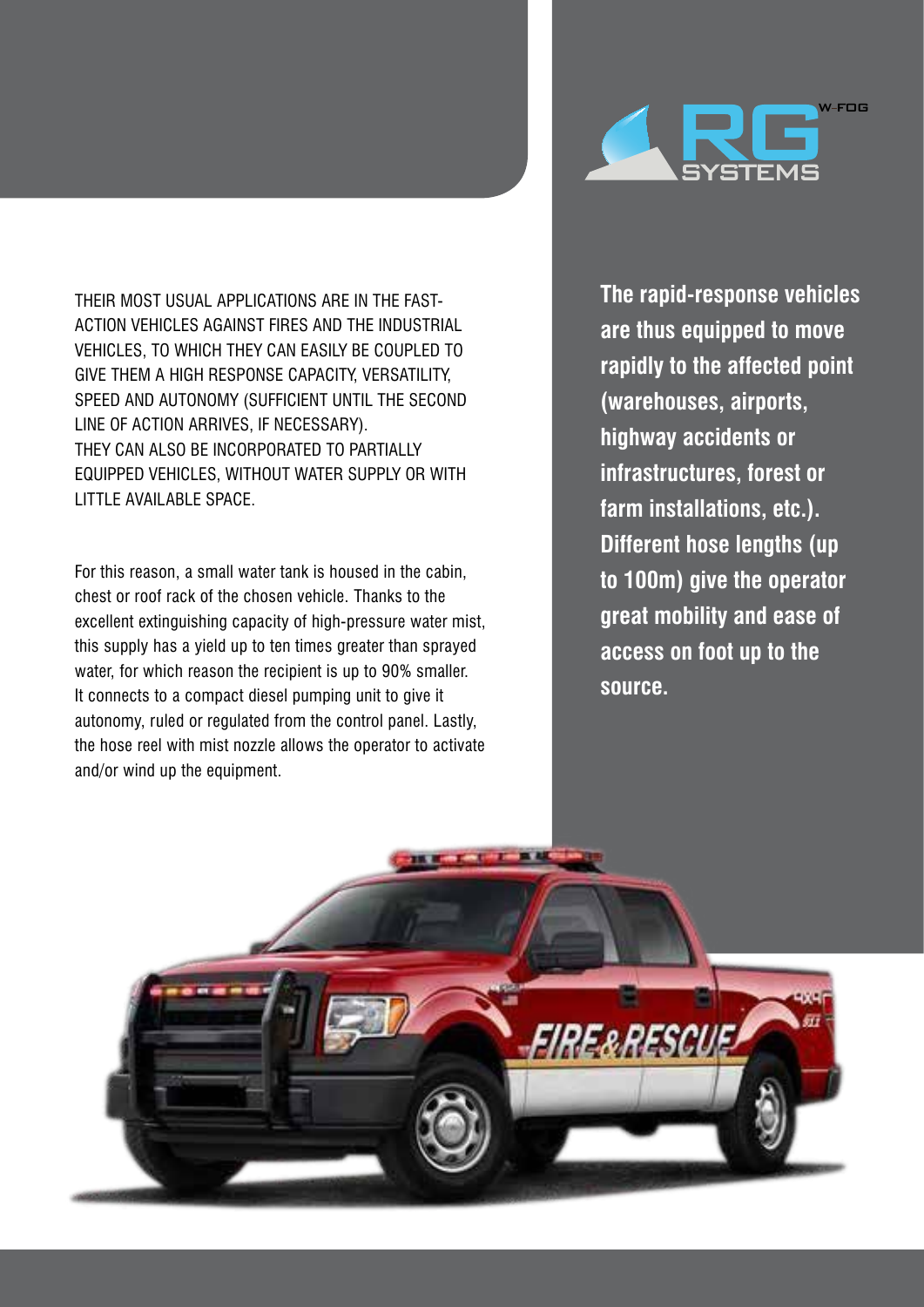THEIR MOST USUAL APPLICATIONS ARE IN THE FAST-ACTION VEHICLES AGAINST FIRES AND THE INDUSTRIAL VEHICLES, TO WHICH THEY CAN EASILY BE COUPLED TO GIVE THEM A HIGH RESPONSE CAPACITY, VERSATILITY, SPEED AND AUTONOMY (SUFFICIENT UNTIL THE SECOND LINE OF ACTION ARRIVES, IF NECESSARY).
THEY CAN ALSO BE INCORPORATED TO PARTIALLY EQUIPPED VEHICLES, WITHOUT WATER SUPPLY OR WITH LITTLE AVAILABLE SPACE.

For this reason, a small water tank is housed in the cabin, chest or roof rack of the chosen vehicle. Thanks to the excellent extinguishing capacity of high-pressure water mist, this supply has a yield up to ten times greater than sprayed water, for which reason the recipient is up to 90% smaller. It connects to a compact diesel pumping unit to give it autonomy, ruled or regulated from the control panel. Lastly, the hose reel with mist nozzle allows the operator to activate and/or wind up the equipment.

**The rapid-response vehicles are thus equipped to move rapidly to the affected point (warehouses, airports, highway accidents or infrastructures, forest or farm installations, etc.). Different hose lengths (up to 100m) give the operator great mobility and ease of access on foot up to the source.**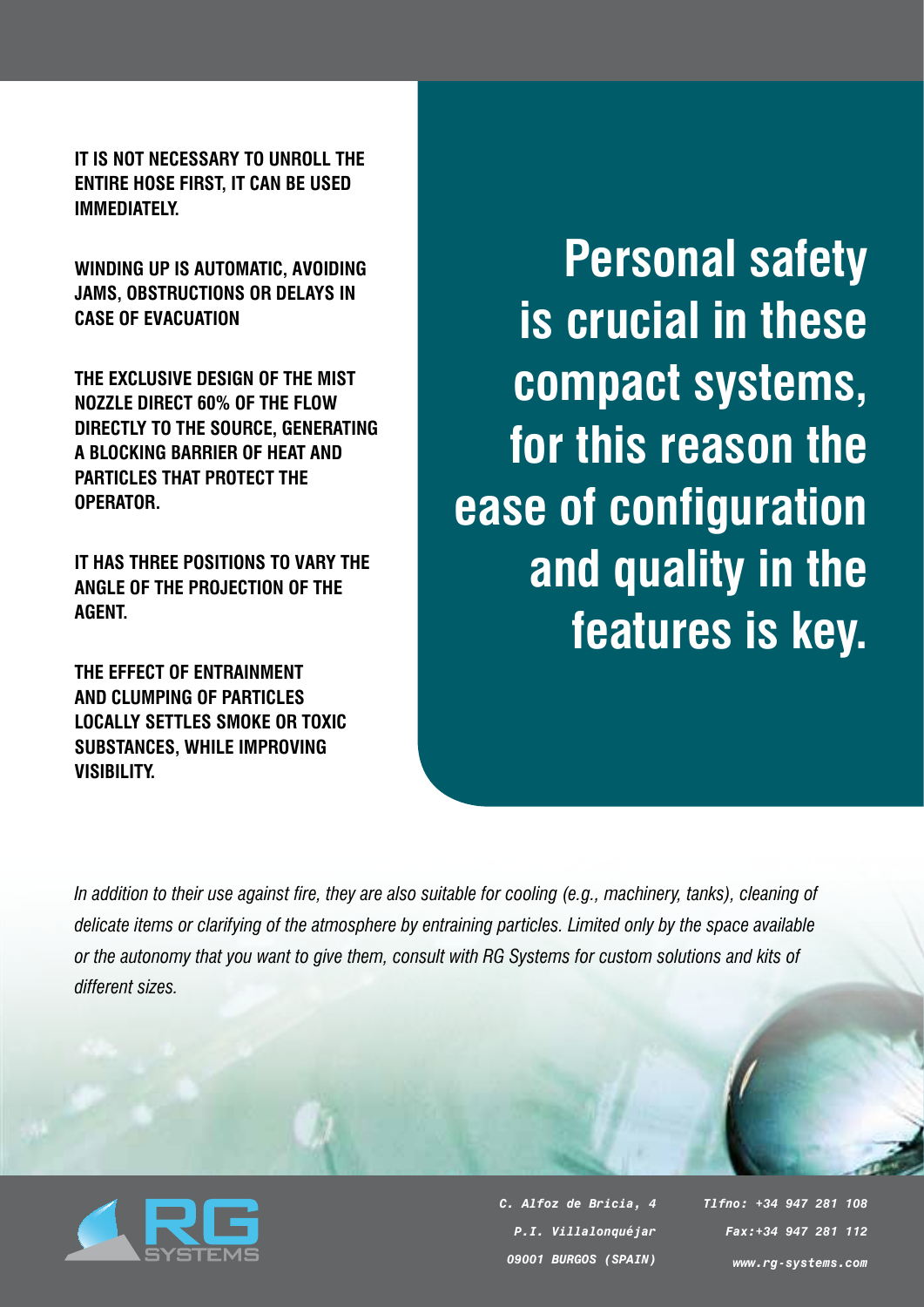**IT IS NOT NECESSARY TO UNROLL THE ENTIRE HOSE FIRST, IT CAN BE USED IMMEDIATELY.**

**WINDING UP IS AUTOMATIC, AVOIDING JAMS, OBSTRUCTIONS OR DELAYS IN CASE OF EVACUATION**

**THE EXCLUSIVE DESIGN OF THE MIST NOZZLE DIRECT 60% OF THE FLOW DIRECTLY TO THE SOURCE, GENERATING A BLOCKING BARRIER OF HEAT AND PARTICLES THAT PROTECT THE OPERATOR.**

**IT HAS THREE POSITIONS TO VARY THE ANGLE OF THE PROJECTION OF THE AGENT.**

**THE EFFECT OF ENTRAINMENT AND CLUMPING OF PARTICLES LOCALLY SETTLES SMOKE OR TOXIC SUBSTANCES, WHILE IMPROVING VISIBILITY.**

# Personal safety is crucial in these compact systems, for this reason the ease of configuration and quality in the features is key.

*In addition to their use against fire, they are also suitable for cooling (e.g., machinery, tanks), cleaning of delicate items or clarifying of the atmosphere by entraining particles. Limited only by the space available or the autonomy that you want to give them, consult with RG Systems for custom solutions and kits of different sizes.*

RG SYSTEMS

C. Alfoz de Bricia, 4
P.I. Villalonquéjar
09001 BURGOS (SPAIN)

Tlfno: +34 947 281 108
Fax:+34 947 281 112
www.rg-systems.com